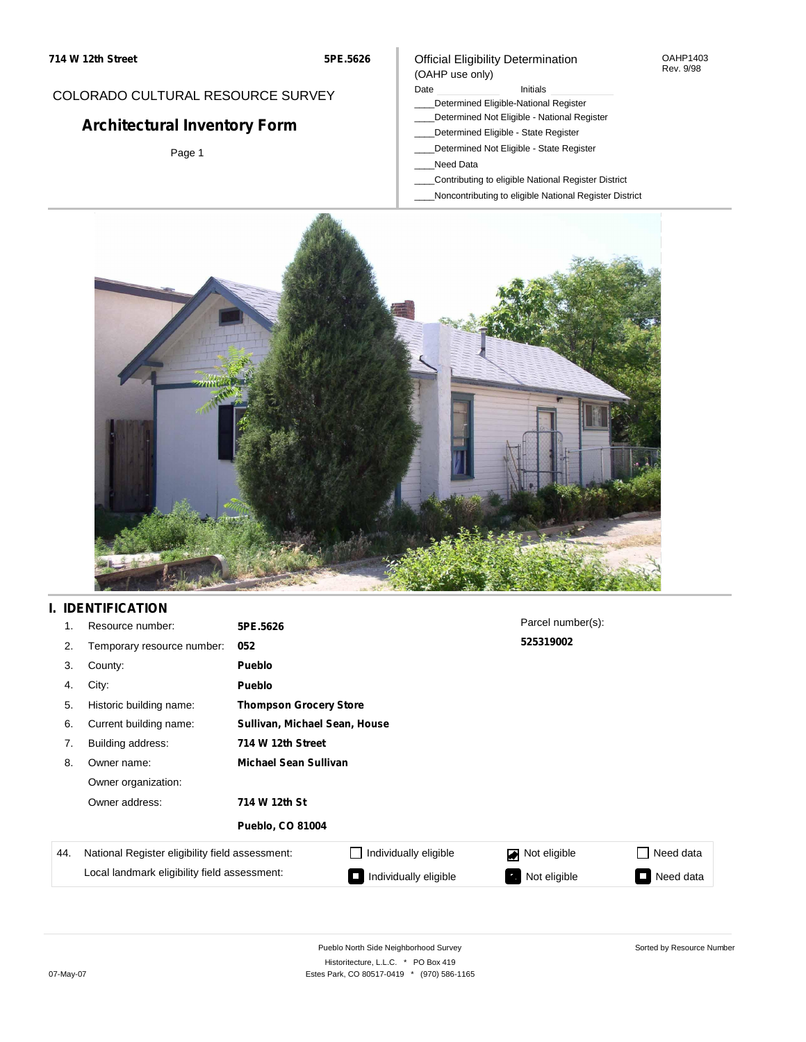714 W 12th Street | 5PE.5626

COLORADO CULTURAL RESOURCE SURVEY

# Architectural Inventory Form

Official Eligibility Determination
(OAHP use only)

OAHP1403
Rev. 9/98

Date _______ Initials _______

____Determined Eligible-National Register
____Determined Not Eligible - National Register
____Determined Eligible - State Register
____Determined Not Eligible - State Register
____Need Data
____Contributing to eligible National Register District
____Noncontributing to eligible National Register District

## I. IDENTIFICATION

| | | |
|---|---|---|
| 1. | Resource number: | **5PE.5626** |
| 2. | Temporary resource number: | **052** |
| 3. | County: | **Pueblo** |
| 4. | City: | **Pueblo** |
| 5. | Historic building name: | **Thompson Grocery Store** |
| 6. | Current building name: | **Sullivan, Michael Sean, House** |
| 7. | Building address: | **714 W 12th Street** |
| 8. | Owner name: | **Michael Sean Sullivan** |
| | Owner organization: | |
| | Owner address: | **714 W 12th St** |
| | | **Pueblo, CO 81004** |

Parcel number(s):
**525319002**

| 44. | | | | |
|---|---|---|---|---|
| National Register eligibility field assessment: | ☐ Individually eligible | ☑ Not eligible | ☐ Need data |
| Local landmark eligibility field assessment: | ☐ Individually eligible | ☐ Not eligible | ☐ Need data |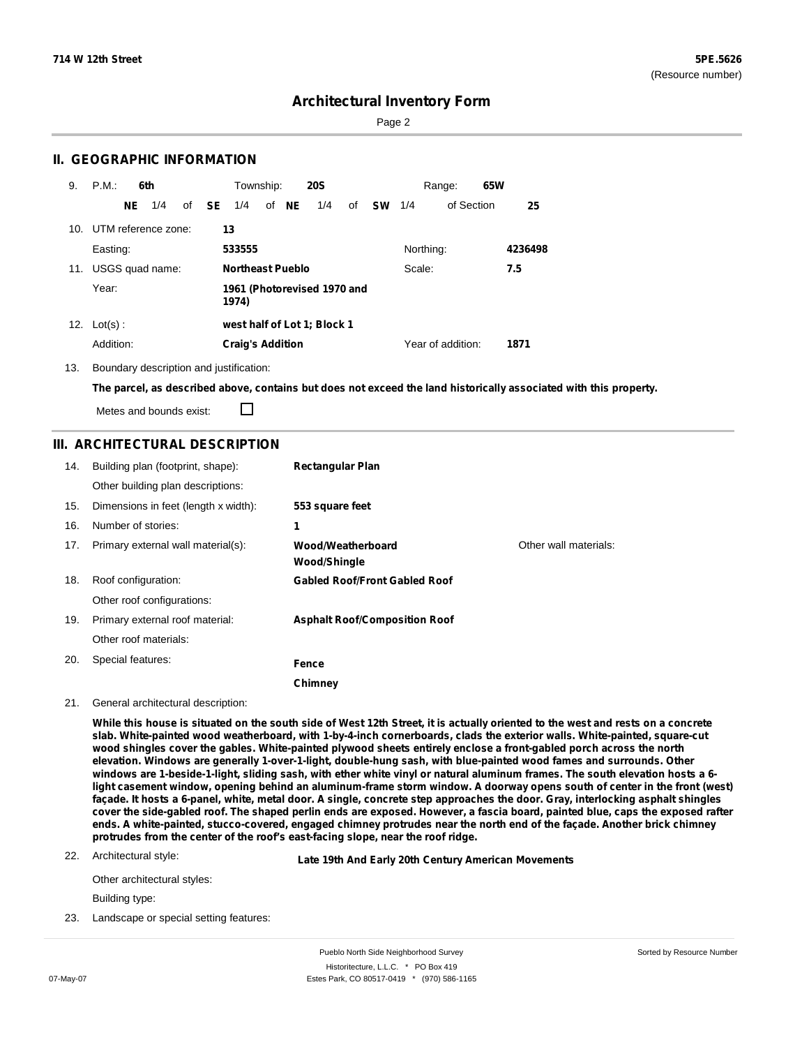**714 W 12th Street** **5PE.5626**
(Resource number)

# Architectural Inventory Form

## II. GEOGRAPHIC INFORMATION

9. P.M.: **6th** Township: **20S** Range: **65W**

**NE** 1/4 of **SE** 1/4 of **NE** 1/4 of **SW** 1/4 of Section **25**

10. UTM reference zone: **13**

Easting: **533555** Northing: **4236498**

11. USGS quad name: **Northeast Pueblo** Scale: **7.5**

Year: **1961 (Photorevised 1970 and 1974)**

12. Lot(s): **west half of Lot 1; Block 1**

Addition: **Craig's Addition** Year of addition: **1871**

13. Boundary description and justification:

**The parcel, as described above, contains but does not exceed the land historically associated with this property.**

Metes and bounds exist: ☐

## III. ARCHITECTURAL DESCRIPTION

14. Building plan (footprint, shape): **Rectangular Plan**

Other building plan descriptions:

15. Dimensions in feet (length x width): **553 square feet**

16. Number of stories: **1**

17. Primary external wall material(s): **Wood/Weatherboard** **Wood/Shingle** Other wall materials:

18. Roof configuration: **Gabled Roof/Front Gabled Roof**

Other roof configurations:

19. Primary external roof material: **Asphalt Roof/Composition Roof**

Other roof materials:

20. Special features: **Fence** **Chimney**

21. General architectural description:

**While this house is situated on the south side of West 12th Street, it is actually oriented to the west and rests on a concrete slab. White-painted wood weatherboard, with 1-by-4-inch cornerboards, clads the exterior walls. White-painted, square-cut wood shingles cover the gables. White-painted plywood sheets entirely enclose a front-gabled porch across the north elevation. Windows are generally 1-over-1-light, double-hung sash, with blue-painted wood fames and surrounds. Other windows are 1-beside-1-light, sliding sash, with ether white vinyl or natural aluminum frames. The south elevation hosts a 6-light casement window, opening behind an aluminum-frame storm window. A doorway opens south of center in the front (west) façade. It hosts a 6-panel, white, metal door. A single, concrete step approaches the door. Gray, interlocking asphalt shingles cover the side-gabled roof. The shaped perlin ends are exposed. However, a fascia board, painted blue, caps the exposed rafter ends. A white-painted, stucco-covered, engaged chimney protrudes near the north end of the façade. Another brick chimney protrudes from the center of the roof's east-facing slope, near the roof ridge.**

22. Architectural style: **Late 19th And Early 20th Century American Movements**

Other architectural styles:

Building type:

23. Landscape or special setting features: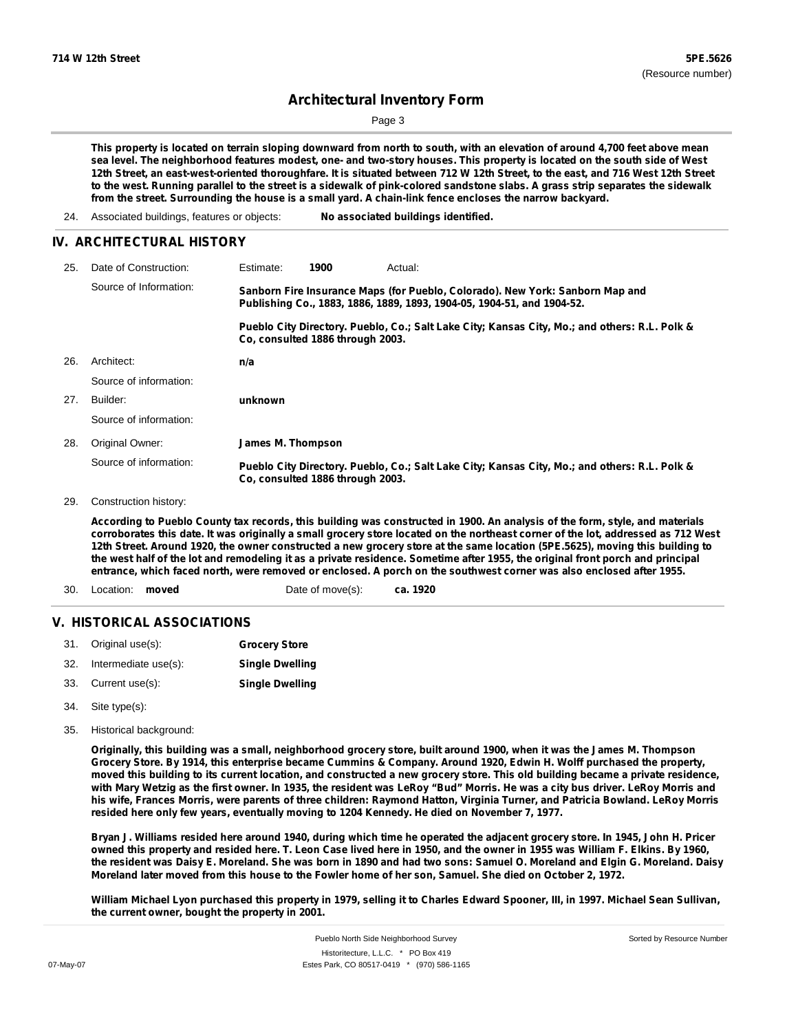This property is located on terrain sloping downward from north to south, with an elevation of around 4,700 feet above mean sea level. The neighborhood features modest, one- and two-story houses. This property is located on the south side of West 12th Street, an east-west-oriented thoroughfare. It is situated between 712 W 12th Street, to the east, and 716 West 12th Street to the west. Running parallel to the street is a sidewalk of pink-colored sandstone slabs. A grass strip separates the sidewalk from the street. Surrounding the house is a small yard. A chain-link fence encloses the narrow backyard.

24. Associated buildings, features or objects: **No associated buildings identified.**

## IV. ARCHITECTURAL HISTORY

25. Date of Construction: Estimate: **1900** Actual:

    Source of Information: **Sanborn Fire Insurance Maps (for Pueblo, Colorado). New York: Sanborn Map and Publishing Co., 1883, 1886, 1889, 1893, 1904-05, 1904-51, and 1904-52.**

    **Pueblo City Directory. Pueblo, Co.; Salt Lake City; Kansas City, Mo.; and others: R.L. Polk & Co, consulted 1886 through 2003.**

26. Architect: **n/a**

    Source of information:

27. Builder: **unknown**

    Source of information:

28. Original Owner: **James M. Thompson**

    Source of information: **Pueblo City Directory. Pueblo, Co.; Salt Lake City; Kansas City, Mo.; and others: R.L. Polk & Co, consulted 1886 through 2003.**

29. Construction history:

**According to Pueblo County tax records, this building was constructed in 1900. An analysis of the form, style, and materials corroborates this date. It was originally a small grocery store located on the northeast corner of the lot, addressed as 712 West 12th Street. Around 1920, the owner constructed a new grocery store at the same location (5PE.5625), moving this building to the west half of the lot and remodeling it as a private residence. Sometime after 1955, the original front porch and principal entrance, which faced north, were removed or enclosed. A porch on the southwest corner was also enclosed after 1955.**

30. Location: **moved** Date of move(s): **ca. 1920**

## V. HISTORICAL ASSOCIATIONS

31. Original use(s): **Grocery Store**
32. Intermediate use(s): **Single Dwelling**
33. Current use(s): **Single Dwelling**
34. Site type(s):
35. Historical background:

**Originally, this building was a small, neighborhood grocery store, built around 1900, when it was the James M. Thompson Grocery Store. By 1914, this enterprise became Cummins & Company. Around 1920, Edwin H. Wolff purchased the property, moved this building to its current location, and constructed a new grocery store. This old building became a private residence, with Mary Wetzig as the first owner. In 1935, the resident was LeRoy "Bud" Morris. He was a city bus driver. LeRoy Morris and his wife, Frances Morris, were parents of three children: Raymond Hatton, Virginia Turner, and Patricia Bowland. LeRoy Morris resided here only few years, eventually moving to 1204 Kennedy. He died on November 7, 1977.**

**Bryan J. Williams resided here around 1940, during which time he operated the adjacent grocery store. In 1945, John H. Pricer owned this property and resided here. T. Leon Case lived here in 1950, and the owner in 1955 was William F. Elkins. By 1960, the resident was Daisy E. Moreland. She was born in 1890 and had two sons: Samuel O. Moreland and Elgin G. Moreland. Daisy Moreland later moved from this house to the Fowler home of her son, Samuel. She died on October 2, 1972.**

**William Michael Lyon purchased this property in 1979, selling it to Charles Edward Spooner, III, in 1997. Michael Sean Sullivan, the current owner, bought the property in 2001.**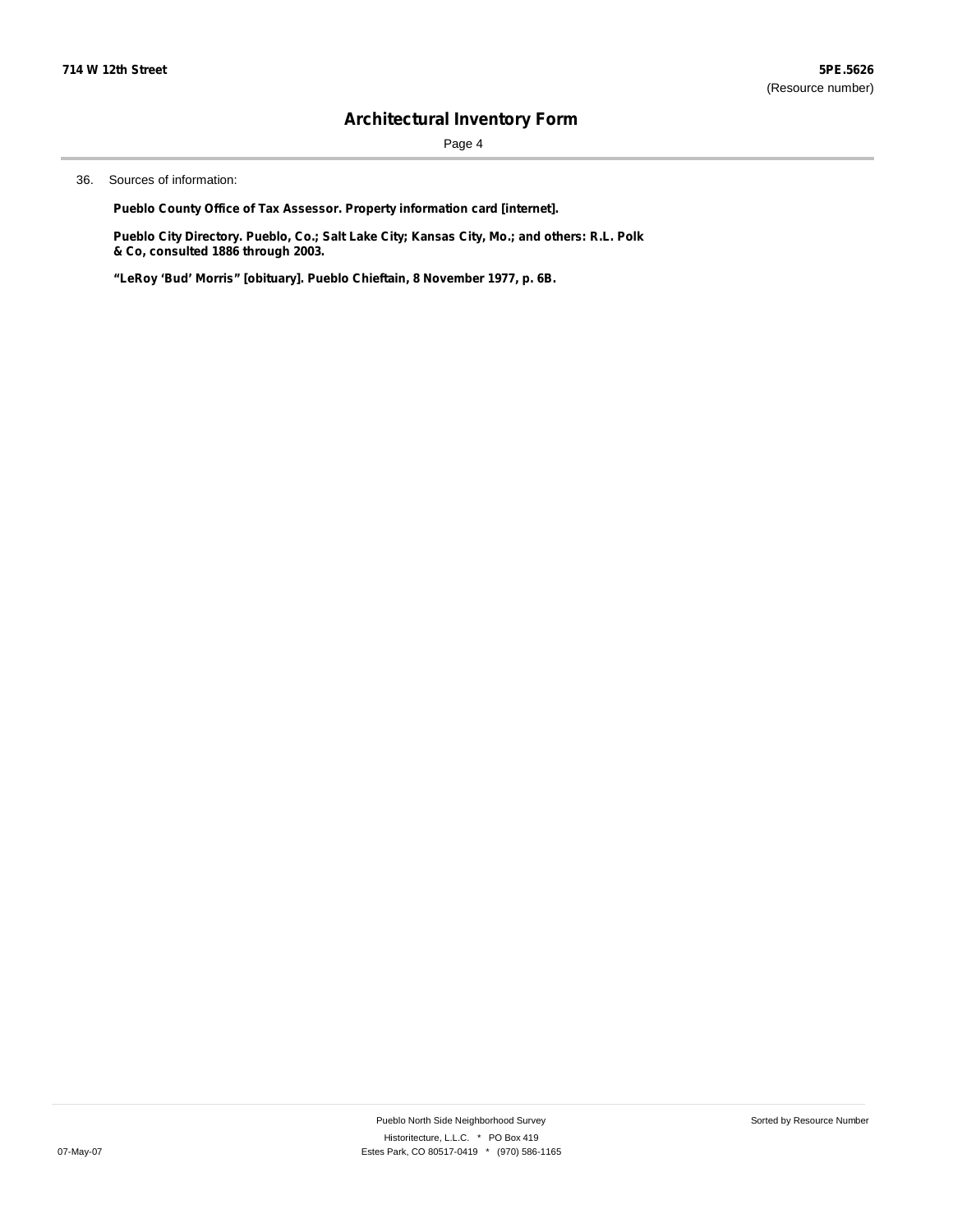36. Sources of information:

**Pueblo County Office of Tax Assessor. Property information card [internet].**

**Pueblo City Directory. Pueblo, Co.; Salt Lake City; Kansas City, Mo.; and others: R.L. Polk & Co, consulted 1886 through 2003.**

**"LeRoy 'Bud' Morris" [obituary]. Pueblo Chieftain, 8 November 1977, p. 6B.**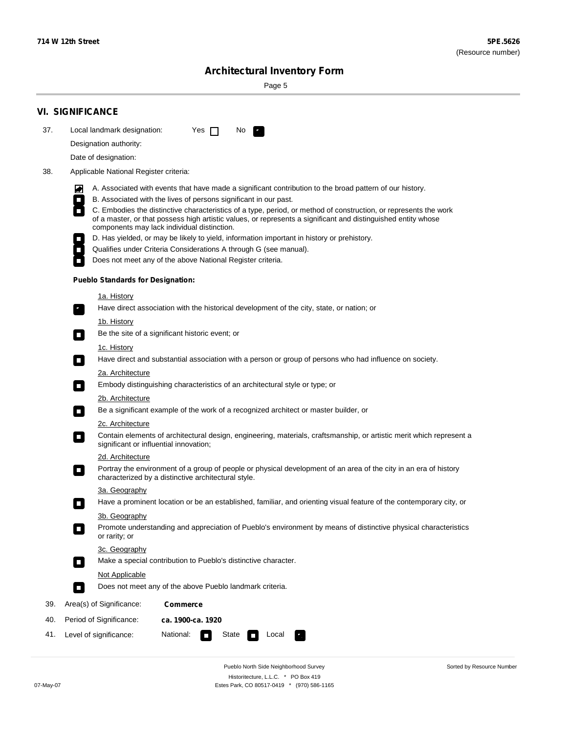714 W 12th Street

5PE.5626
(Resource number)

# Architectural Inventory Form

## VI. SIGNIFICANCE

37. Local landmark designation: Yes ☐ No ☑

Designation authority:

Date of designation:

38. Applicable National Register criteria:

- ☑ A. Associated with events that have made a significant contribution to the broad pattern of our history.
- ☐ B. Associated with the lives of persons significant in our past.
- ☐ C. Embodies the distinctive characteristics of a type, period, or method of construction, or represents the work of a master, or that possess high artistic values, or represents a significant and distinguished entity whose components may lack individual distinction.
- ☐ D. Has yielded, or may be likely to yield, information important in history or prehistory.
- ☐ Qualifies under Criteria Considerations A through G (see manual).
- ☐ Does not meet any of the above National Register criteria.

**Pueblo Standards for Designation:**

1a. History
- ☑ Have direct association with the historical development of the city, state, or nation; or

1b. History
- ☐ Be the site of a significant historic event; or

1c. History
- ☐ Have direct and substantial association with a person or group of persons who had influence on society.

2a. Architecture
- ☐ Embody distinguishing characteristics of an architectural style or type; or

2b. Architecture
- ☐ Be a significant example of the work of a recognized architect or master builder, or

2c. Architecture
- ☐ Contain elements of architectural design, engineering, materials, craftsmanship, or artistic merit which represent a significant or influential innovation;

2d. Architecture
- ☐ Portray the environment of a group of people or physical development of an area of the city in an era of history characterized by a distinctive architectural style.

3a. Geography
- ☐ Have a prominent location or be an established, familiar, and orienting visual feature of the contemporary city, or

3b. Geography
- ☐ Promote understanding and appreciation of Pueblo's environment by means of distinctive physical characteristics or rarity; or

3c. Geography
- ☐ Make a special contribution to Pueblo's distinctive character.

Not Applicable
- ☐ Does not meet any of the above Pueblo landmark criteria.

39. Area(s) of Significance: **Commerce**

40. Period of Significance: **ca. 1900-ca. 1920**

41. Level of significance: National: ☐ State ☐ Local ☑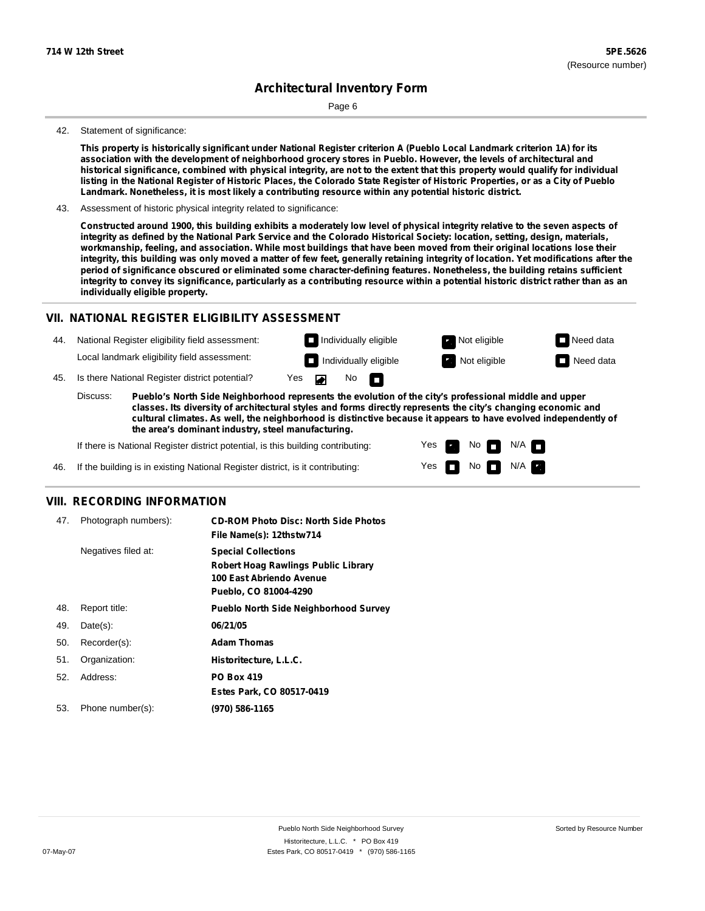**714 W 12th Street** **5PE.5626**
(Resource number)

# Architectural Inventory Form

42. Statement of significance:

**This property is historically significant under National Register criterion A (Pueblo Local Landmark criterion 1A) for its association with the development of neighborhood grocery stores in Pueblo. However, the levels of architectural and historical significance, combined with physical integrity, are not to the extent that this property would qualify for individual listing in the National Register of Historic Places, the Colorado State Register of Historic Properties, or as a City of Pueblo Landmark. Nonetheless, it is most likely a contributing resource within any potential historic district.**

43. Assessment of historic physical integrity related to significance:

**Constructed around 1900, this building exhibits a moderately low level of physical integrity relative to the seven aspects of integrity as defined by the National Park Service and the Colorado Historical Society: location, setting, design, materials, workmanship, feeling, and association. While most buildings that have been moved from their original locations lose their integrity, this building was only moved a matter of few feet, generally retaining integrity of location. Yet modifications after the period of significance obscured or eliminated some character-defining features. Nonetheless, the building retains sufficient integrity to convey its significance, particularly as a contributing resource within a potential historic district rather than as an individually eligible property.**

## VII. NATIONAL REGISTER ELIGIBILITY ASSESSMENT

44. National Register eligibility field assessment: ☐ Individually eligible ☑ Not eligible ☐ Need data

Local landmark eligibility field assessment: ☐ Individually eligible ☑ Not eligible ☐ Need data

45. Is there National Register district potential? Yes ☑ No ☐

Discuss: **Pueblo's North Side Neighborhood represents the evolution of the city's professional middle and upper classes. Its diversity of architectural styles and forms directly represents the city's changing economic and cultural climates. As well, the neighborhood is distinctive because it appears to have evolved independently of the area's dominant industry, steel manufacturing.**

If there is National Register district potential, is this building contributing: Yes ☑ No ☐ N/A ☐

46. If the building is in existing National Register district, is it contributing: Yes ☐ No ☐ N/A ☑

## VIII. RECORDING INFORMATION

47. Photograph numbers): **CD-ROM Photo Disc: North Side Photos**
**File Name(s): 12thstw714**

Negatives filed at: **Special Collections**
**Robert Hoag Rawlings Public Library**
**100 East Abriendo Avenue**
**Pueblo, CO 81004-4290**

48. Report title: **Pueblo North Side Neighborhood Survey**

49. Date(s): **06/21/05**

50. Recorder(s): **Adam Thomas**

51. Organization: **Historitecture, L.L.C.**

52. Address: **PO Box 419**
**Estes Park, CO 80517-0419**

53. Phone number(s): **(970) 586-1165**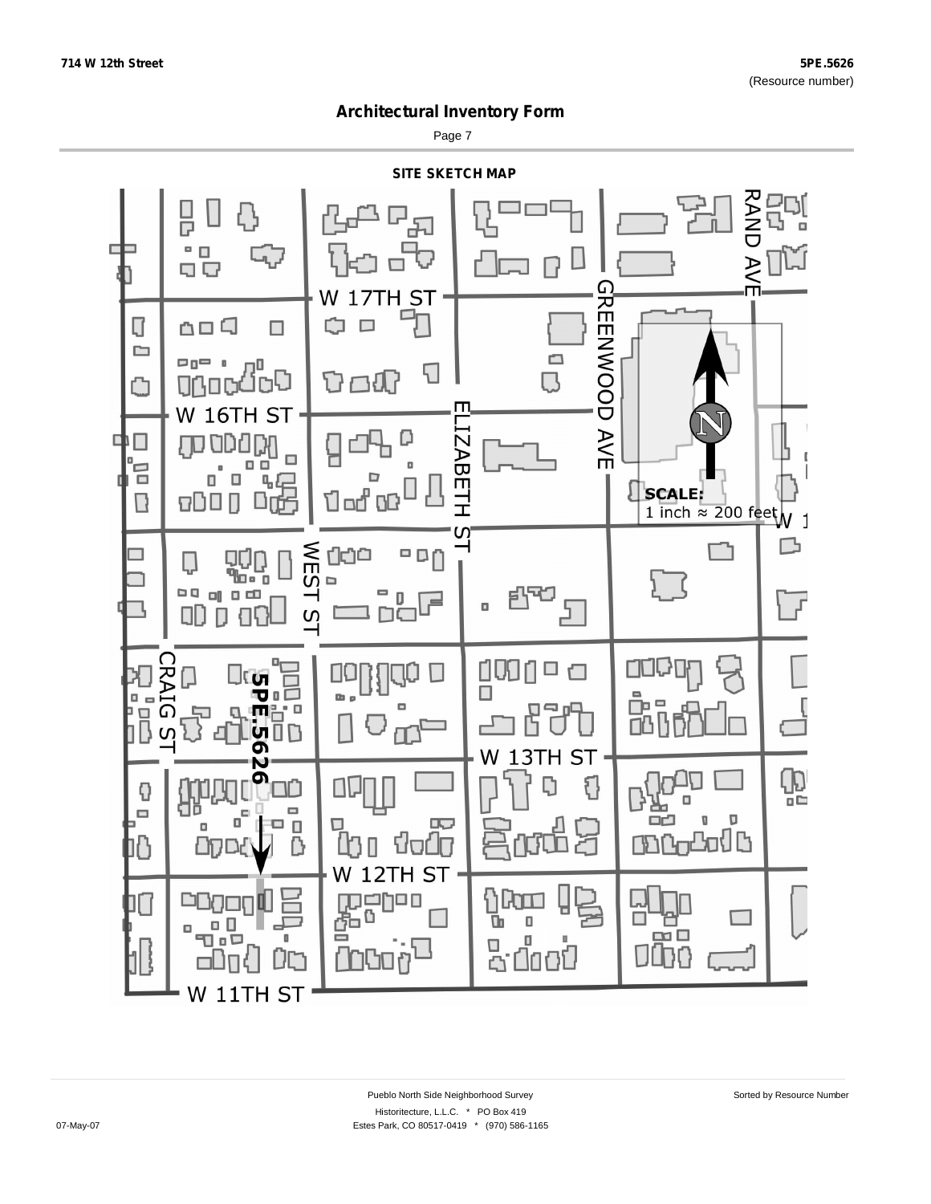# Architectural Inventory Form

## SITE SKETCH MAP

W 17TH ST

W 16TH ST

W 13TH ST

W 12TH ST

W 11TH ST

RAND AVE

GREENWOOD AVE

ELIZABETH ST

WEST ST

CRAIG ST

5PE.5626

**SCALE:**
1 inch ≈ 200 feet

Pueblo North Side Neighborhood Survey

Historitecture, L.L.C. * PO Box 419

Estes Park, CO 80517-0419 * (970) 586-1165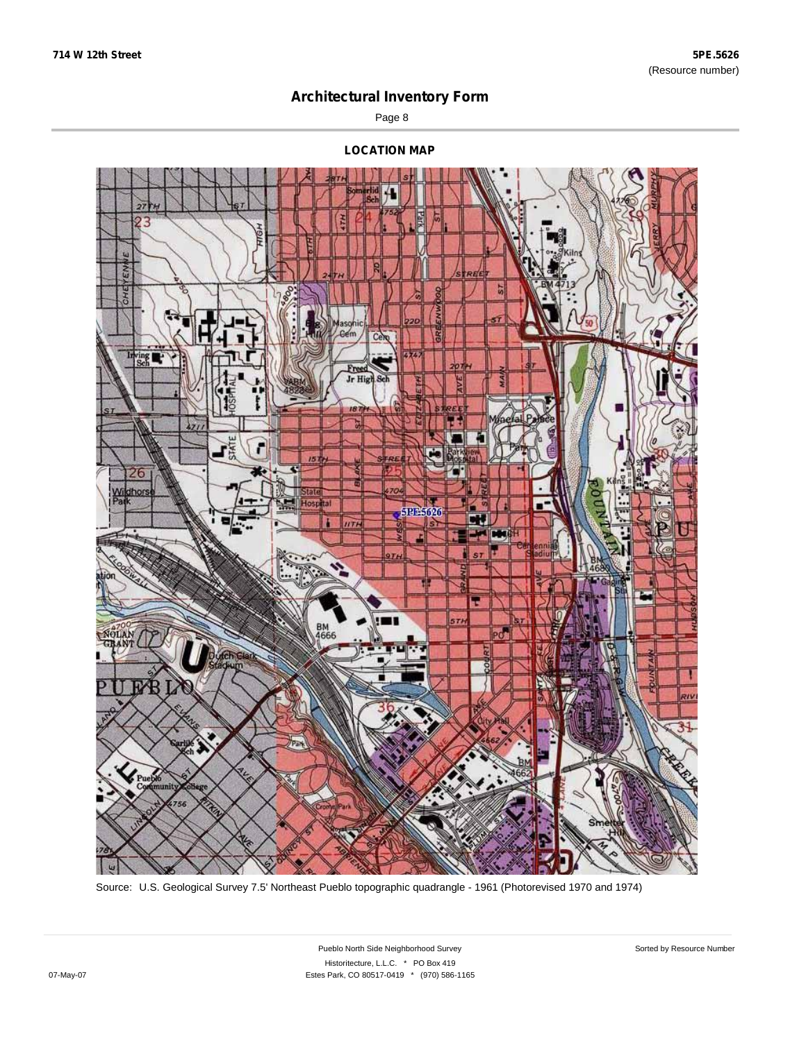## Architectural Inventory Form

### LOCATION MAP

Source: U.S. Geological Survey 7.5' Northeast Pueblo topographic quadrangle - 1961 (Photorevised 1970 and 1974)